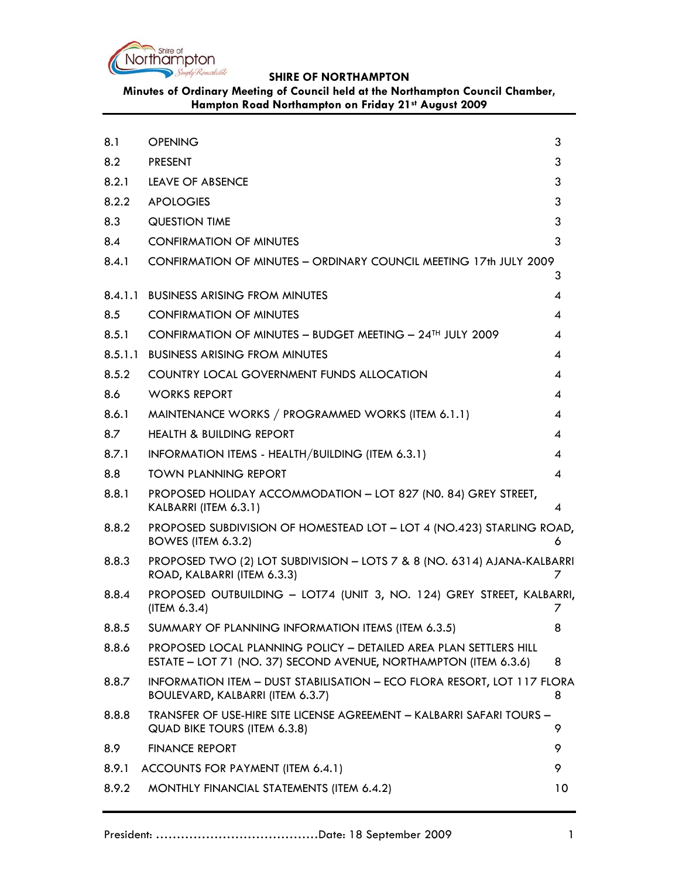**SHIRE OF NORTHAMPTON**

**Minutes of Ordinary Meeting of Council held at the Northampton Council Chamber, Hampton Road Northampton on Friday 21st August 2009**

| | | |
|---|---|---|
| 8.1 | OPENING | 3 |
| 8.2 | PRESENT | 3 |
| 8.2.1 | LEAVE OF ABSENCE | 3 |
| 8.2.2 | APOLOGIES | 3 |
| 8.3 | QUESTION TIME | 3 |
| 8.4 | CONFIRMATION OF MINUTES | 3 |
| 8.4.1 | CONFIRMATION OF MINUTES – ORDINARY COUNCIL MEETING 17th JULY 2009 | 3 |
| 8.4.1.1 | BUSINESS ARISING FROM MINUTES | 4 |
| 8.5 | CONFIRMATION OF MINUTES | 4 |
| 8.5.1 | CONFIRMATION OF MINUTES – BUDGET MEETING – 24TH JULY 2009 | 4 |
| 8.5.1.1 | BUSINESS ARISING FROM MINUTES | 4 |
| 8.5.2 | COUNTRY LOCAL GOVERNMENT FUNDS ALLOCATION | 4 |
| 8.6 | WORKS REPORT | 4 |
| 8.6.1 | MAINTENANCE WORKS / PROGRAMMED WORKS (ITEM 6.1.1) | 4 |
| 8.7 | HEALTH & BUILDING REPORT | 4 |
| 8.7.1 | INFORMATION ITEMS - HEALTH/BUILDING (ITEM 6.3.1) | 4 |
| 8.8 | TOWN PLANNING REPORT | 4 |
| 8.8.1 | PROPOSED HOLIDAY ACCOMMODATION – LOT 827 (N0. 84) GREY STREET, KALBARRI (ITEM 6.3.1) | 4 |
| 8.8.2 | PROPOSED SUBDIVISION OF HOMESTEAD LOT – LOT 4 (NO.423) STARLING ROAD, BOWES (ITEM 6.3.2) | 6 |
| 8.8.3 | PROPOSED TWO (2) LOT SUBDIVISION – LOTS 7 & 8 (NO. 6314) AJANA-KALBARRI ROAD, KALBARRI (ITEM 6.3.3) | 7 |
| 8.8.4 | PROPOSED OUTBUILDING – LOT74 (UNIT 3, NO. 124) GREY STREET, KALBARRI, (ITEM 6.3.4) | 7 |
| 8.8.5 | SUMMARY OF PLANNING INFORMATION ITEMS (ITEM 6.3.5) | 8 |
| 8.8.6 | PROPOSED LOCAL PLANNING POLICY – DETAILED AREA PLAN SETTLERS HILL ESTATE – LOT 71 (NO. 37) SECOND AVENUE, NORTHAMPTON (ITEM 6.3.6) | 8 |
| 8.8.7 | INFORMATION ITEM – DUST STABILISATION – ECO FLORA RESORT, LOT 117 FLORA BOULEVARD, KALBARRI (ITEM 6.3.7) | 8 |
| 8.8.8 | TRANSFER OF USE-HIRE SITE LICENSE AGREEMENT – KALBARRI SAFARI TOURS – QUAD BIKE TOURS (ITEM 6.3.8) | 9 |
| 8.9 | FINANCE REPORT | 9 |
| 8.9.1 | ACCOUNTS FOR PAYMENT (ITEM 6.4.1) | 9 |
| 8.9.2 | MONTHLY FINANCIAL STATEMENTS (ITEM 6.4.2) | 10 |

President: …………………………………Date: 18 September 2009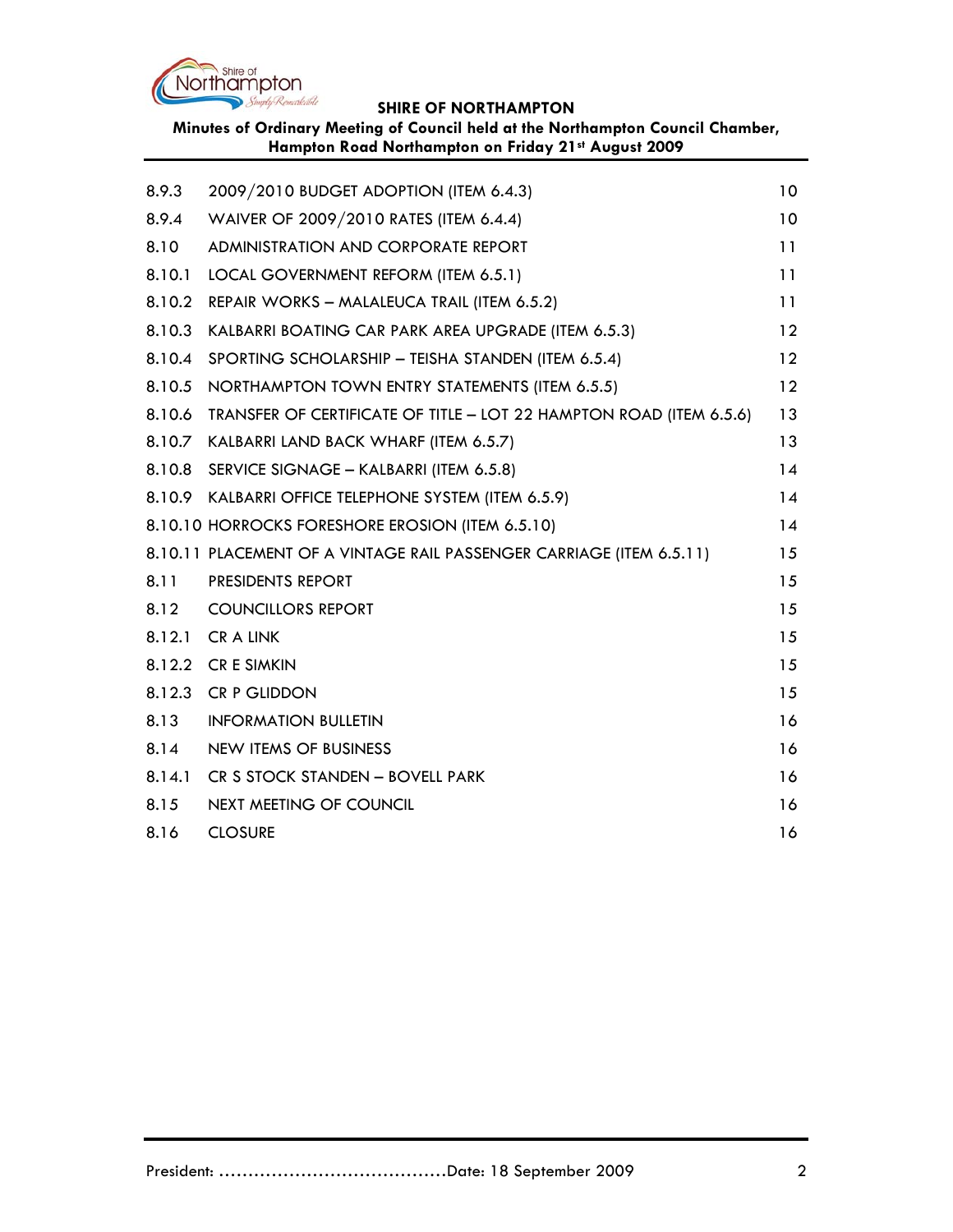| | | |
|---|---|---|
| 8.9.3 | 2009/2010 BUDGET ADOPTION (ITEM 6.4.3) | 10 |
| 8.9.4 | WAIVER OF 2009/2010 RATES (ITEM 6.4.4) | 10 |
| 8.10 | ADMINISTRATION AND CORPORATE REPORT | 11 |
| 8.10.1 | LOCAL GOVERNMENT REFORM (ITEM 6.5.1) | 11 |
| 8.10.2 | REPAIR WORKS – MALALEUCA TRAIL (ITEM 6.5.2) | 11 |
| 8.10.3 | KALBARRI BOATING CAR PARK AREA UPGRADE (ITEM 6.5.3) | 12 |
| 8.10.4 | SPORTING SCHOLARSHIP – TEISHA STANDEN (ITEM 6.5.4) | 12 |
| 8.10.5 | NORTHAMPTON TOWN ENTRY STATEMENTS (ITEM 6.5.5) | 12 |
| 8.10.6 | TRANSFER OF CERTIFICATE OF TITLE – LOT 22 HAMPTON ROAD (ITEM 6.5.6) | 13 |
| 8.10.7 | KALBARRI LAND BACK WHARF (ITEM 6.5.7) | 13 |
| 8.10.8 | SERVICE SIGNAGE – KALBARRI (ITEM 6.5.8) | 14 |
| 8.10.9 | KALBARRI OFFICE TELEPHONE SYSTEM (ITEM 6.5.9) | 14 |
| 8.10.10 | HORROCKS FORESHORE EROSION (ITEM 6.5.10) | 14 |
| 8.10.11 | PLACEMENT OF A VINTAGE RAIL PASSENGER CARRIAGE (ITEM 6.5.11) | 15 |
| 8.11 | PRESIDENTS REPORT | 15 |
| 8.12 | COUNCILLORS REPORT | 15 |
| 8.12.1 | CR A LINK | 15 |
| 8.12.2 | CR E SIMKIN | 15 |
| 8.12.3 | CR P GLIDDON | 15 |
| 8.13 | INFORMATION BULLETIN | 16 |
| 8.14 | NEW ITEMS OF BUSINESS | 16 |
| 8.14.1 | CR S STOCK STANDEN – BOVELL PARK | 16 |
| 8.15 | NEXT MEETING OF COUNCIL | 16 |
| 8.16 | CLOSURE | 16 |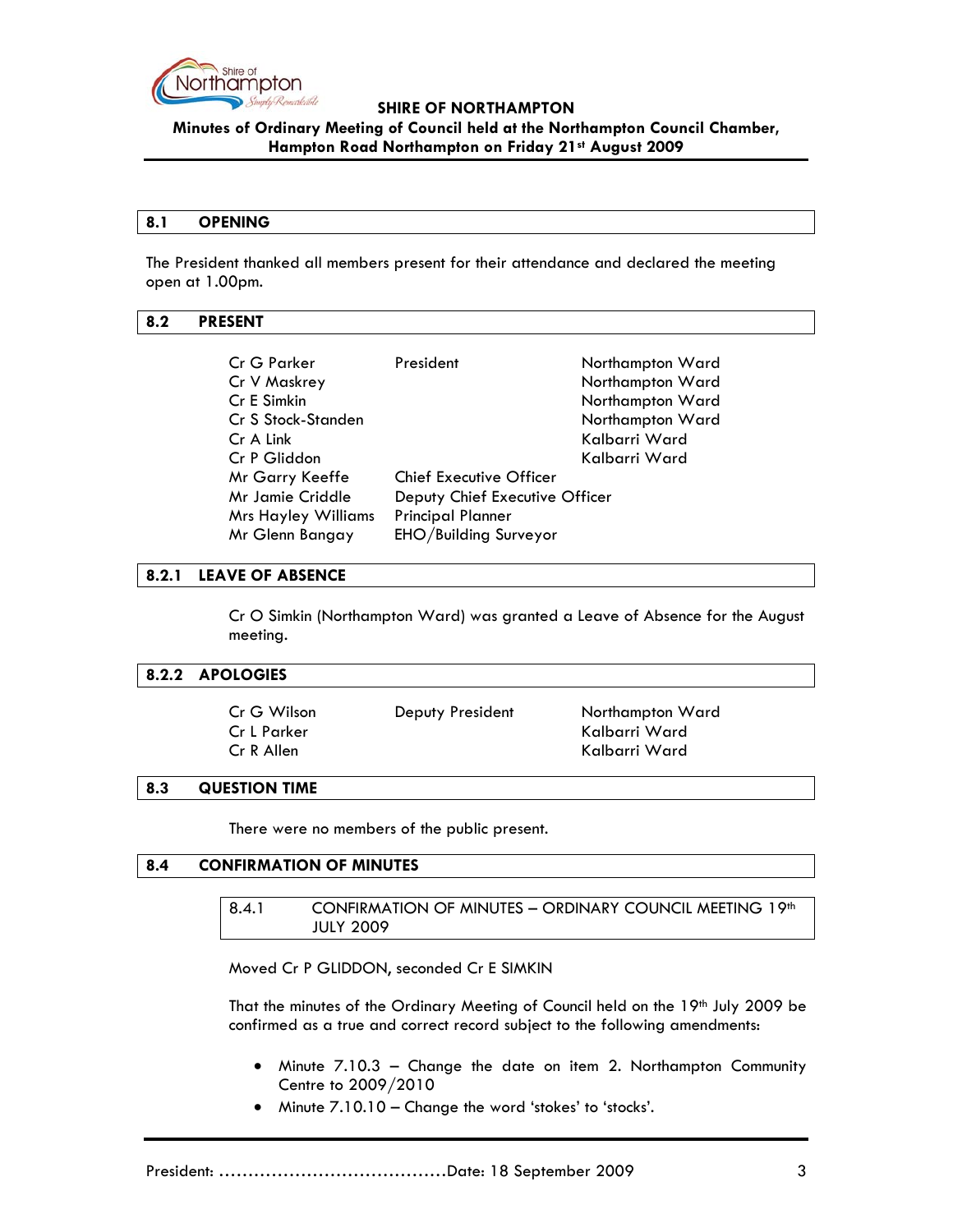## 8.1 OPENING

The President thanked all members present for their attendance and declared the meeting open at 1.00pm.

## 8.2 PRESENT

| | | |
|---|---|---|
| Cr G Parker | President | Northampton Ward |
| Cr V Maskrey | | Northampton Ward |
| Cr E Simkin | | Northampton Ward |
| Cr S Stock-Standen | | Northampton Ward |
| Cr A Link | | Kalbarri Ward |
| Cr P Gliddon | | Kalbarri Ward |
| Mr Garry Keeffe | Chief Executive Officer | |
| Mr Jamie Criddle | Deputy Chief Executive Officer | |
| Mrs Hayley Williams | Principal Planner | |
| Mr Glenn Bangay | EHO/Building Surveyor | |

## 8.2.1 LEAVE OF ABSENCE

Cr O Simkin (Northampton Ward) was granted a Leave of Absence for the August meeting.

## 8.2.2 APOLOGIES

| | | |
|---|---|---|
| Cr G Wilson | Deputy President | Northampton Ward |
| Cr L Parker | | Kalbarri Ward |
| Cr R Allen | | Kalbarri Ward |

## 8.3 QUESTION TIME

There were no members of the public present.

## 8.4 CONFIRMATION OF MINUTES

### 8.4.1 CONFIRMATION OF MINUTES – ORDINARY COUNCIL MEETING 19th JULY 2009

Moved Cr P GLIDDON, seconded Cr E SIMKIN

That the minutes of the Ordinary Meeting of Council held on the 19th July 2009 be confirmed as a true and correct record subject to the following amendments:

- Minute 7.10.3 – Change the date on item 2. Northampton Community Centre to 2009/2010
- Minute 7.10.10 – Change the word 'stokes' to 'stocks'.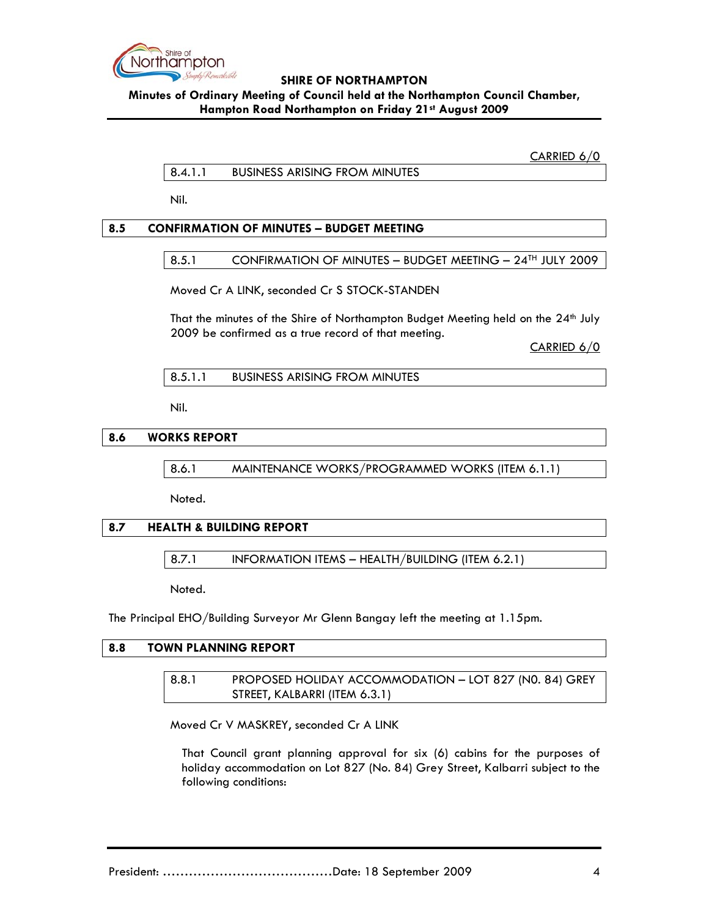CARRIED 6/0

### 8.4.1.1 BUSINESS ARISING FROM MINUTES

Nil.

## 8.5 CONFIRMATION OF MINUTES – BUDGET MEETING

### 8.5.1 CONFIRMATION OF MINUTES – BUDGET MEETING – 24TH JULY 2009

Moved Cr A LINK, seconded Cr S STOCK-STANDEN

That the minutes of the Shire of Northampton Budget Meeting held on the 24th July 2009 be confirmed as a true record of that meeting.

CARRIED 6/0

### 8.5.1.1 BUSINESS ARISING FROM MINUTES

Nil.

## 8.6 WORKS REPORT

### 8.6.1 MAINTENANCE WORKS/PROGRAMMED WORKS (ITEM 6.1.1)

Noted.

## 8.7 HEALTH & BUILDING REPORT

### 8.7.1 INFORMATION ITEMS – HEALTH/BUILDING (ITEM 6.2.1)

Noted.

The Principal EHO/Building Surveyor Mr Glenn Bangay left the meeting at 1.15pm.

## 8.8 TOWN PLANNING REPORT

### 8.8.1 PROPOSED HOLIDAY ACCOMMODATION – LOT 827 (N0. 84) GREY STREET, KALBARRI (ITEM 6.3.1)

Moved Cr V MASKREY, seconded Cr A LINK

That Council grant planning approval for six (6) cabins for the purposes of holiday accommodation on Lot 827 (No. 84) Grey Street, Kalbarri subject to the following conditions: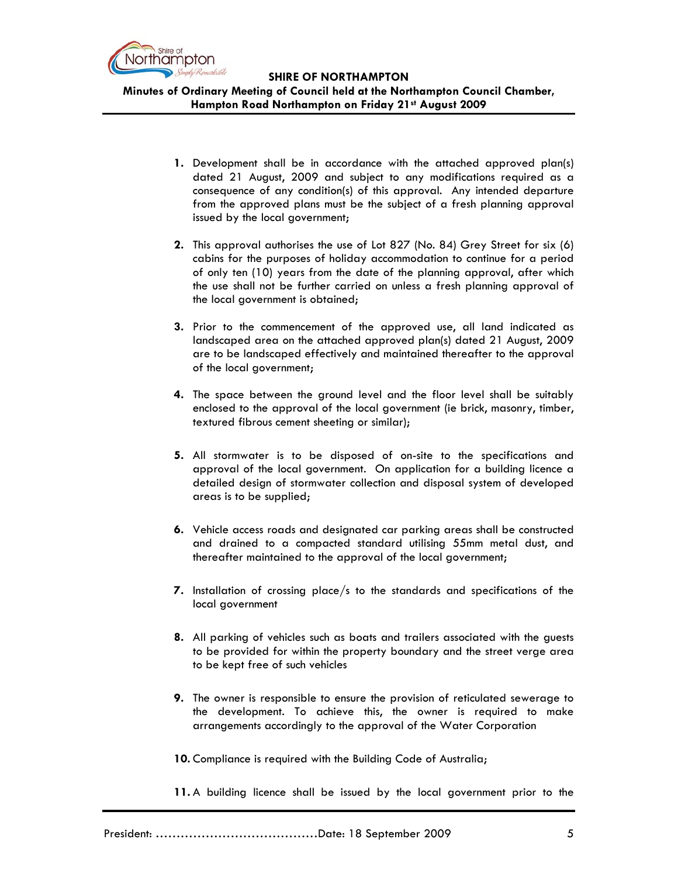1. Development shall be in accordance with the attached approved plan(s) dated 21 August, 2009 and subject to any modifications required as a consequence of any condition(s) of this approval. Any intended departure from the approved plans must be the subject of a fresh planning approval issued by the local government;

2. This approval authorises the use of Lot 827 (No. 84) Grey Street for six (6) cabins for the purposes of holiday accommodation to continue for a period of only ten (10) years from the date of the planning approval, after which the use shall not be further carried on unless a fresh planning approval of the local government is obtained;

3. Prior to the commencement of the approved use, all land indicated as landscaped area on the attached approved plan(s) dated 21 August, 2009 are to be landscaped effectively and maintained thereafter to the approval of the local government;

4. The space between the ground level and the floor level shall be suitably enclosed to the approval of the local government (ie brick, masonry, timber, textured fibrous cement sheeting or similar);

5. All stormwater is to be disposed of on-site to the specifications and approval of the local government. On application for a building licence a detailed design of stormwater collection and disposal system of developed areas is to be supplied;

6. Vehicle access roads and designated car parking areas shall be constructed and drained to a compacted standard utilising 55mm metal dust, and thereafter maintained to the approval of the local government;

7. Installation of crossing place/s to the standards and specifications of the local government

8. All parking of vehicles such as boats and trailers associated with the guests to be provided for within the property boundary and the street verge area to be kept free of such vehicles

9. The owner is responsible to ensure the provision of reticulated sewerage to the development. To achieve this, the owner is required to make arrangements accordingly to the approval of the Water Corporation

10. Compliance is required with the Building Code of Australia;

11. A building licence shall be issued by the local government prior to the

President: .......................................Date: 18 September 2009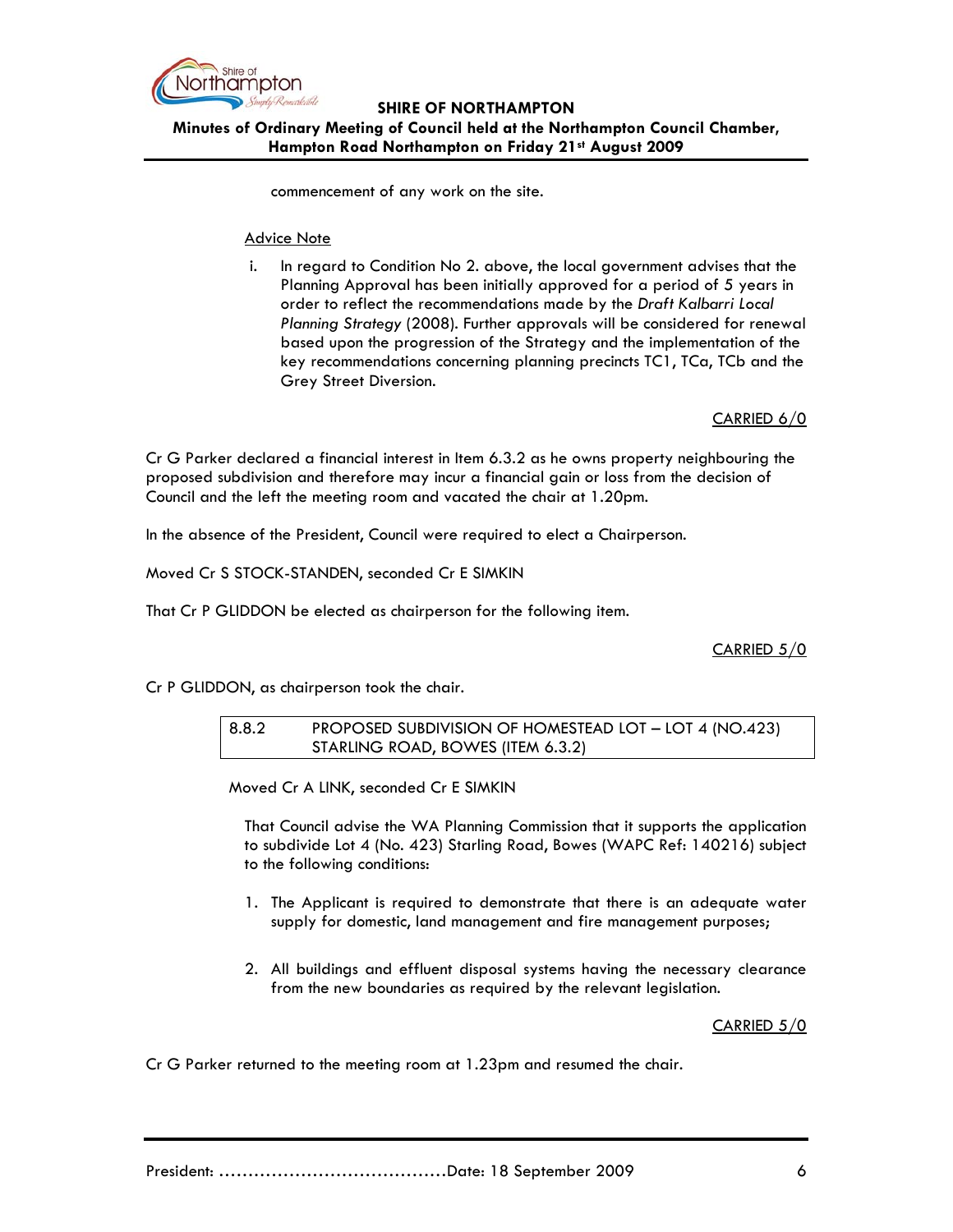commencement of any work on the site.

Advice Note

i. In regard to Condition No 2. above, the local government advises that the Planning Approval has been initially approved for a period of 5 years in order to reflect the recommendations made by the *Draft Kalbarri Local Planning Strategy* (2008). Further approvals will be considered for renewal based upon the progression of the Strategy and the implementation of the key recommendations concerning planning precincts TC1, TCa, TCb and the Grey Street Diversion.

CARRIED 6/0

Cr G Parker declared a financial interest in Item 6.3.2 as he owns property neighbouring the proposed subdivision and therefore may incur a financial gain or loss from the decision of Council and the left the meeting room and vacated the chair at 1.20pm.

In the absence of the President, Council were required to elect a Chairperson.

Moved Cr S STOCK-STANDEN, seconded Cr E SIMKIN

That Cr P GLIDDON be elected as chairperson for the following item.

CARRIED 5/0

Cr P GLIDDON, as chairperson took the chair.

### 8.8.2 PROPOSED SUBDIVISION OF HOMESTEAD LOT – LOT 4 (NO.423) STARLING ROAD, BOWES (ITEM 6.3.2)

Moved Cr A LINK, seconded Cr E SIMKIN

That Council advise the WA Planning Commission that it supports the application to subdivide Lot 4 (No. 423) Starling Road, Bowes (WAPC Ref: 140216) subject to the following conditions:

1. The Applicant is required to demonstrate that there is an adequate water supply for domestic, land management and fire management purposes;

2. All buildings and effluent disposal systems having the necessary clearance from the new boundaries as required by the relevant legislation.

CARRIED 5/0

Cr G Parker returned to the meeting room at 1.23pm and resumed the chair.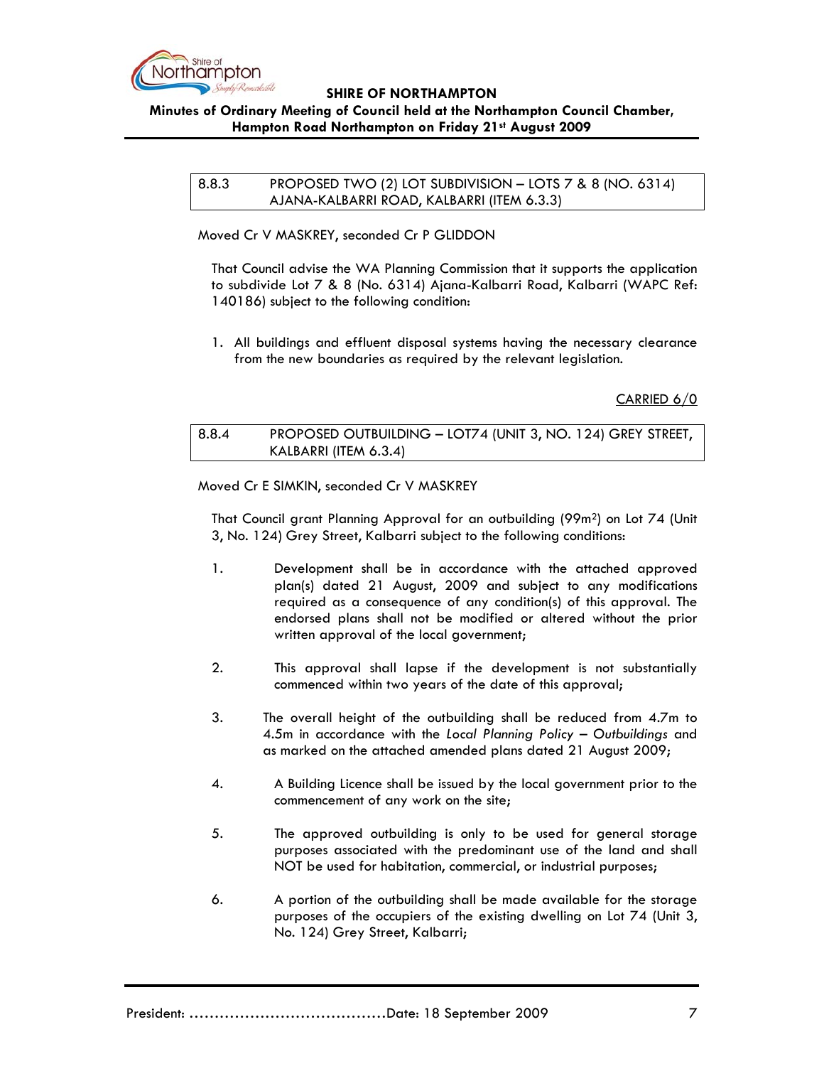| 8.8.3 | PROPOSED TWO (2) LOT SUBDIVISION – LOTS 7 & 8 (NO. 6314) AJANA-KALBARRI ROAD, KALBARRI (ITEM 6.3.3) |
|---|---|

Moved Cr V MASKREY, seconded Cr P GLIDDON

That Council advise the WA Planning Commission that it supports the application to subdivide Lot 7 & 8 (No. 6314) Ajana-Kalbarri Road, Kalbarri (WAPC Ref: 140186) subject to the following condition:

1. All buildings and effluent disposal systems having the necessary clearance from the new boundaries as required by the relevant legislation.

CARRIED 6/0

| 8.8.4 | PROPOSED OUTBUILDING – LOT74 (UNIT 3, NO. 124) GREY STREET, KALBARRI (ITEM 6.3.4) |
|---|---|

Moved Cr E SIMKIN, seconded Cr V MASKREY

That Council grant Planning Approval for an outbuilding (99m²) on Lot 74 (Unit 3, No. 124) Grey Street, Kalbarri subject to the following conditions:

1. Development shall be in accordance with the attached approved plan(s) dated 21 August, 2009 and subject to any modifications required as a consequence of any condition(s) of this approval. The endorsed plans shall not be modified or altered without the prior written approval of the local government;

2. This approval shall lapse if the development is not substantially commenced within two years of the date of this approval;

3. The overall height of the outbuilding shall be reduced from 4.7m to 4.5m in accordance with the *Local Planning Policy – Outbuildings* and as marked on the attached amended plans dated 21 August 2009;

4. A Building Licence shall be issued by the local government prior to the commencement of any work on the site;

5. The approved outbuilding is only to be used for general storage purposes associated with the predominant use of the land and shall NOT be used for habitation, commercial, or industrial purposes;

6. A portion of the outbuilding shall be made available for the storage purposes of the occupiers of the existing dwelling on Lot 74 (Unit 3, No. 124) Grey Street, Kalbarri;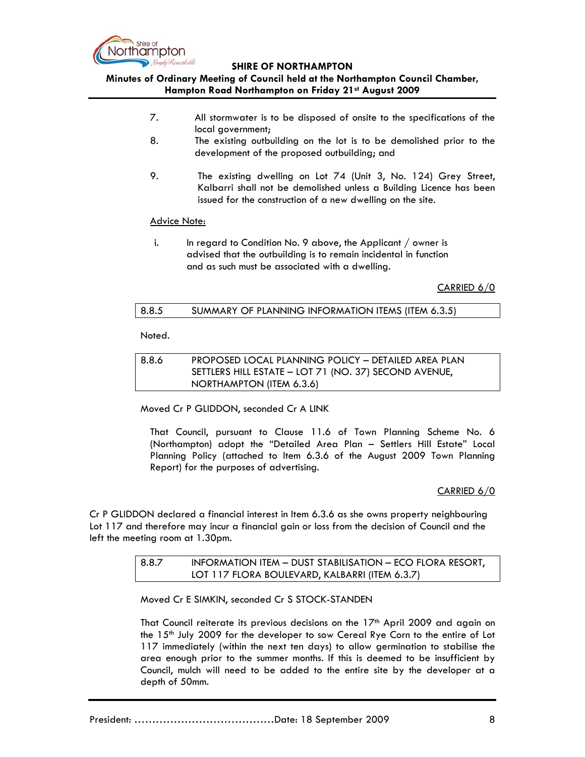7. All stormwater is to be disposed of onsite to the specifications of the local government;
8. The existing outbuilding on the lot is to be demolished prior to the development of the proposed outbuilding; and

9. The existing dwelling on Lot 74 (Unit 3, No. 124) Grey Street, Kalbarri shall not be demolished unless a Building Licence has been issued for the construction of a new dwelling on the site.

<u>Advice Note:</u>

i. In regard to Condition No. 9 above, the Applicant / owner is advised that the outbuilding is to remain incidental in function and as such must be associated with a dwelling.

<u>CARRIED 6/0</u>

| 8.8.5 | SUMMARY OF PLANNING INFORMATION ITEMS (ITEM 6.3.5) |
|---|---|

Noted.

| 8.8.6 | PROPOSED LOCAL PLANNING POLICY – DETAILED AREA PLAN SETTLERS HILL ESTATE – LOT 71 (NO. 37) SECOND AVENUE, NORTHAMPTON (ITEM 6.3.6) |
|---|---|

Moved Cr P GLIDDON, seconded Cr A LINK

That Council, pursuant to Clause 11.6 of Town Planning Scheme No. 6 (Northampton) adopt the "Detailed Area Plan – Settlers Hill Estate" Local Planning Policy (attached to Item 6.3.6 of the August 2009 Town Planning Report) for the purposes of advertising.

<u>CARRIED 6/0</u>

Cr P GLIDDON declared a financial interest in Item 6.3.6 as she owns property neighbouring Lot 117 and therefore may incur a financial gain or loss from the decision of Council and the left the meeting room at 1.30pm.

| 8.8.7 | INFORMATION ITEM – DUST STABILISATION – ECO FLORA RESORT, LOT 117 FLORA BOULEVARD, KALBARRI (ITEM 6.3.7) |
|---|---|

Moved Cr E SIMKIN, seconded Cr S STOCK-STANDEN

That Council reiterate its previous decisions on the 17th April 2009 and again on the 15th July 2009 for the developer to sow Cereal Rye Corn to the entire of Lot 117 immediately (within the next ten days) to allow germination to stabilise the area enough prior to the summer months. If this is deemed to be insufficient by Council, mulch will need to be added to the entire site by the developer at a depth of 50mm.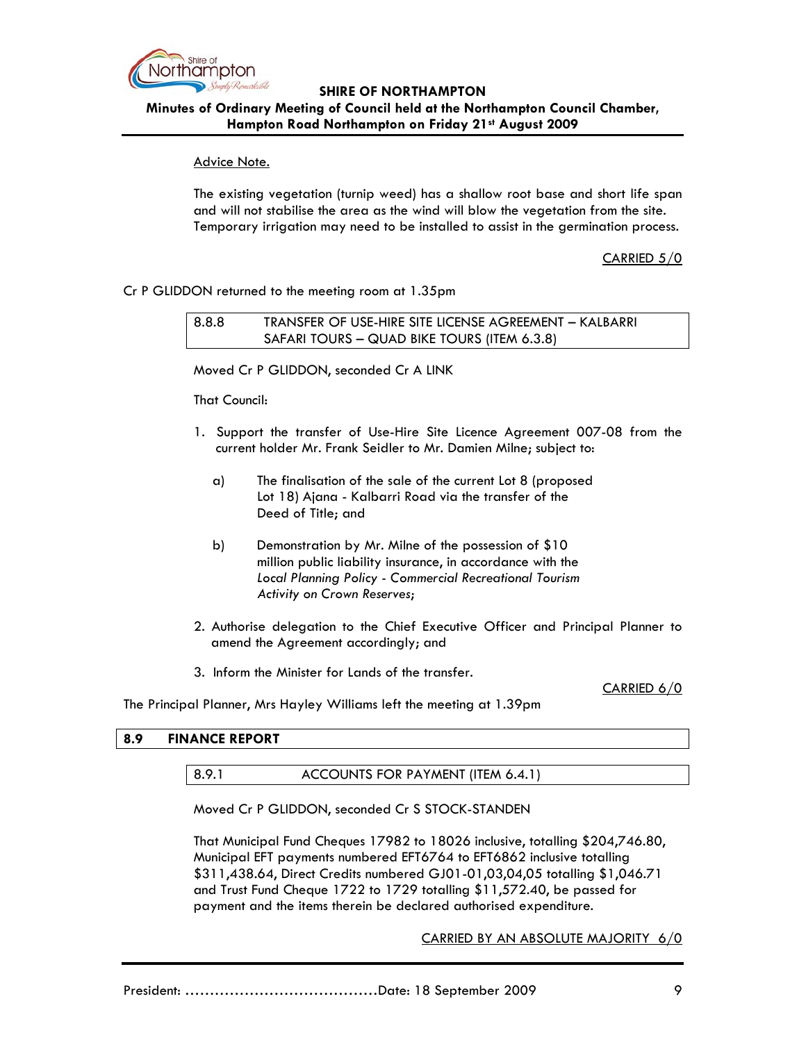Advice Note.

The existing vegetation (turnip weed) has a shallow root base and short life span and will not stabilise the area as the wind will blow the vegetation from the site. Temporary irrigation may need to be installed to assist in the germination process.

CARRIED 5/0

Cr P GLIDDON returned to the meeting room at 1.35pm

### 8.8.8 TRANSFER OF USE-HIRE SITE LICENSE AGREEMENT – KALBARRI SAFARI TOURS – QUAD BIKE TOURS (ITEM 6.3.8)

Moved Cr P GLIDDON, seconded Cr A LINK

That Council:

1. Support the transfer of Use-Hire Site Licence Agreement 007-08 from the current holder Mr. Frank Seidler to Mr. Damien Milne; subject to:

   a) The finalisation of the sale of the current Lot 8 (proposed Lot 18) Ajana - Kalbarri Road via the transfer of the Deed of Title; and

   b) Demonstration by Mr. Milne of the possession of $10 million public liability insurance, in accordance with the *Local Planning Policy - Commercial Recreational Tourism Activity on Crown Reserves*;

2. Authorise delegation to the Chief Executive Officer and Principal Planner to amend the Agreement accordingly; and

3. Inform the Minister for Lands of the transfer.

CARRIED 6/0

The Principal Planner, Mrs Hayley Williams left the meeting at 1.39pm

## 8.9 FINANCE REPORT

### 8.9.1 ACCOUNTS FOR PAYMENT (ITEM 6.4.1)

Moved Cr P GLIDDON, seconded Cr S STOCK-STANDEN

That Municipal Fund Cheques 17982 to 18026 inclusive, totalling $204,746.80, Municipal EFT payments numbered EFT6764 to EFT6862 inclusive totalling $311,438.64, Direct Credits numbered GJ01-01,03,04,05 totalling $1,046.71 and Trust Fund Cheque 1722 to 1729 totalling $11,572.40, be passed for payment and the items therein be declared authorised expenditure.

CARRIED BY AN ABSOLUTE MAJORITY 6/0

President: ……………………………………Date: 18 September 2009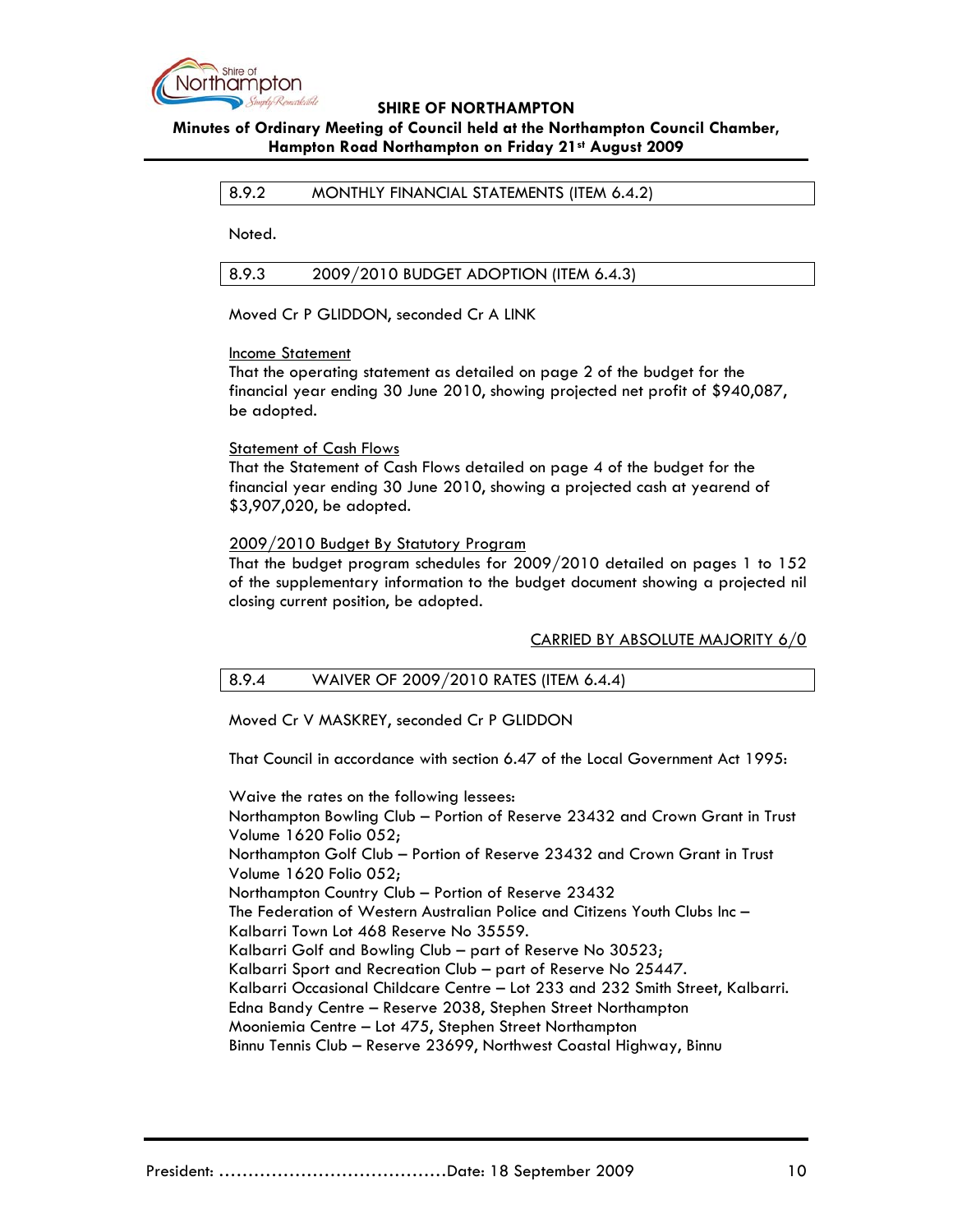### 8.9.2 MONTHLY FINANCIAL STATEMENTS (ITEM 6.4.2)

Noted.

### 8.9.3 2009/2010 BUDGET ADOPTION (ITEM 6.4.3)

Moved Cr P GLIDDON, seconded Cr A LINK

Income Statement
That the operating statement as detailed on page 2 of the budget for the financial year ending 30 June 2010, showing projected net profit of $940,087, be adopted.

Statement of Cash Flows
That the Statement of Cash Flows detailed on page 4 of the budget for the financial year ending 30 June 2010, showing a projected cash at yearend of $3,907,020, be adopted.

2009/2010 Budget By Statutory Program
That the budget program schedules for 2009/2010 detailed on pages 1 to 152 of the supplementary information to the budget document showing a projected nil closing current position, be adopted.

CARRIED BY ABSOLUTE MAJORITY 6/0

### 8.9.4 WAIVER OF 2009/2010 RATES (ITEM 6.4.4)

Moved Cr V MASKREY, seconded Cr P GLIDDON

That Council in accordance with section 6.47 of the Local Government Act 1995:

Waive the rates on the following lessees:
Northampton Bowling Club – Portion of Reserve 23432 and Crown Grant in Trust Volume 1620 Folio 052;
Northampton Golf Club – Portion of Reserve 23432 and Crown Grant in Trust Volume 1620 Folio 052;
Northampton Country Club – Portion of Reserve 23432
The Federation of Western Australian Police and Citizens Youth Clubs Inc – Kalbarri Town Lot 468 Reserve No 35559.
Kalbarri Golf and Bowling Club – part of Reserve No 30523;
Kalbarri Sport and Recreation Club – part of Reserve No 25447.
Kalbarri Occasional Childcare Centre – Lot 233 and 232 Smith Street, Kalbarri.
Edna Bandy Centre – Reserve 2038, Stephen Street Northampton
Mooniemia Centre – Lot 475, Stephen Street Northampton
Binnu Tennis Club – Reserve 23699, Northwest Coastal Highway, Binnu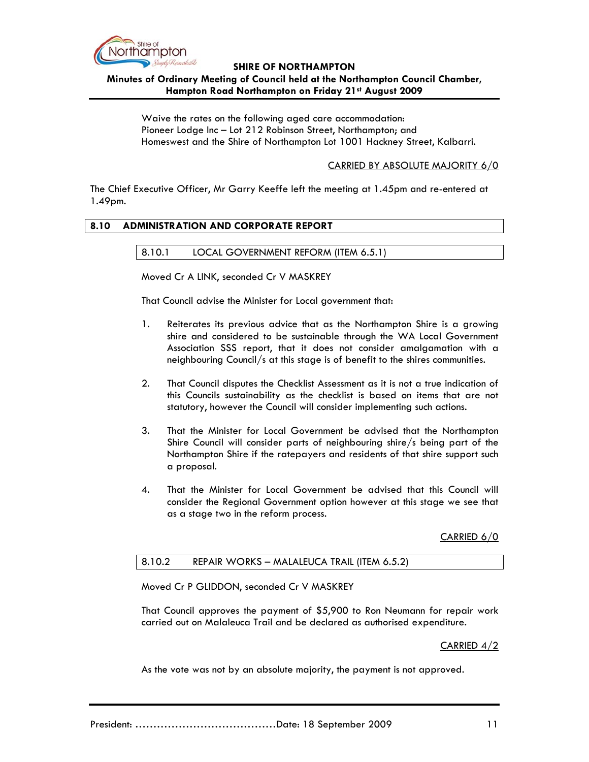Waive the rates on the following aged care accommodation:
Pioneer Lodge Inc – Lot 212 Robinson Street, Northampton; and
Homeswest and the Shire of Northampton Lot 1001 Hackney Street, Kalbarri.

CARRIED BY ABSOLUTE MAJORITY 6/0

The Chief Executive Officer, Mr Garry Keeffe left the meeting at 1.45pm and re-entered at 1.49pm.

## 8.10 ADMINISTRATION AND CORPORATE REPORT

### 8.10.1 LOCAL GOVERNMENT REFORM (ITEM 6.5.1)

Moved Cr A LINK, seconded Cr V MASKREY

That Council advise the Minister for Local government that:

1. Reiterates its previous advice that as the Northampton Shire is a growing shire and considered to be sustainable through the WA Local Government Association SSS report, that it does not consider amalgamation with a neighbouring Council/s at this stage is of benefit to the shires communities.

2. That Council disputes the Checklist Assessment as it is not a true indication of this Councils sustainability as the checklist is based on items that are not statutory, however the Council will consider implementing such actions.

3. That the Minister for Local Government be advised that the Northampton Shire Council will consider parts of neighbouring shire/s being part of the Northampton Shire if the ratepayers and residents of that shire support such a proposal.

4. That the Minister for Local Government be advised that this Council will consider the Regional Government option however at this stage we see that as a stage two in the reform process.

CARRIED 6/0

### 8.10.2 REPAIR WORKS – MALALEUCA TRAIL (ITEM 6.5.2)

Moved Cr P GLIDDON, seconded Cr V MASKREY

That Council approves the payment of $5,900 to Ron Neumann for repair work carried out on Malaleuca Trail and be declared as authorised expenditure.

CARRIED 4/2

As the vote was not by an absolute majority, the payment is not approved.

President: …………………………………Date: 18 September 2009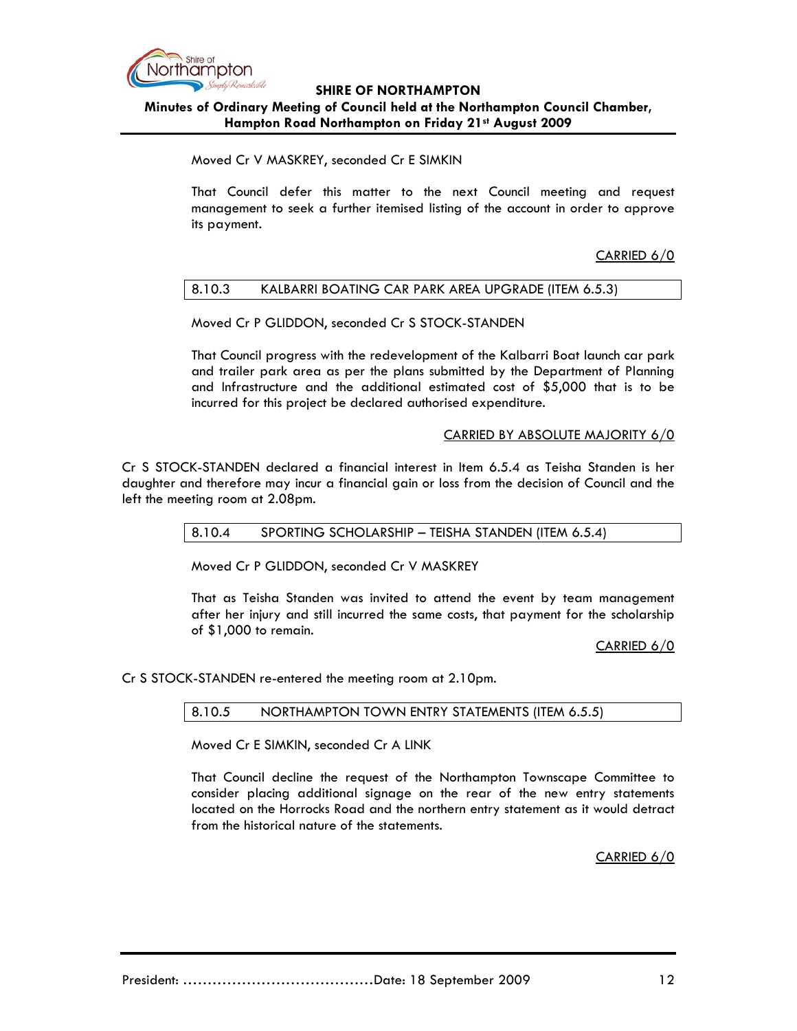Moved Cr V MASKREY, seconded Cr E SIMKIN

That Council defer this matter to the next Council meeting and request management to seek a further itemised listing of the account in order to approve its payment.

CARRIED 6/0

### 8.10.3 KALBARRI BOATING CAR PARK AREA UPGRADE (ITEM 6.5.3)

Moved Cr P GLIDDON, seconded Cr S STOCK-STANDEN

That Council progress with the redevelopment of the Kalbarri Boat launch car park and trailer park area as per the plans submitted by the Department of Planning and Infrastructure and the additional estimated cost of $5,000 that is to be incurred for this project be declared authorised expenditure.

CARRIED BY ABSOLUTE MAJORITY 6/0

Cr S STOCK-STANDEN declared a financial interest in Item 6.5.4 as Teisha Standen is her daughter and therefore may incur a financial gain or loss from the decision of Council and the left the meeting room at 2.08pm.

### 8.10.4 SPORTING SCHOLARSHIP – TEISHA STANDEN (ITEM 6.5.4)

Moved Cr P GLIDDON, seconded Cr V MASKREY

That as Teisha Standen was invited to attend the event by team management after her injury and still incurred the same costs, that payment for the scholarship of $1,000 to remain.

CARRIED 6/0

Cr S STOCK-STANDEN re-entered the meeting room at 2.10pm.

### 8.10.5 NORTHAMPTON TOWN ENTRY STATEMENTS (ITEM 6.5.5)

Moved Cr E SIMKIN, seconded Cr A LINK

That Council decline the request of the Northampton Townscape Committee to consider placing additional signage on the rear of the new entry statements located on the Horrocks Road and the northern entry statement as it would detract from the historical nature of the statements.

CARRIED 6/0

President: …………………………………Date: 18 September 2009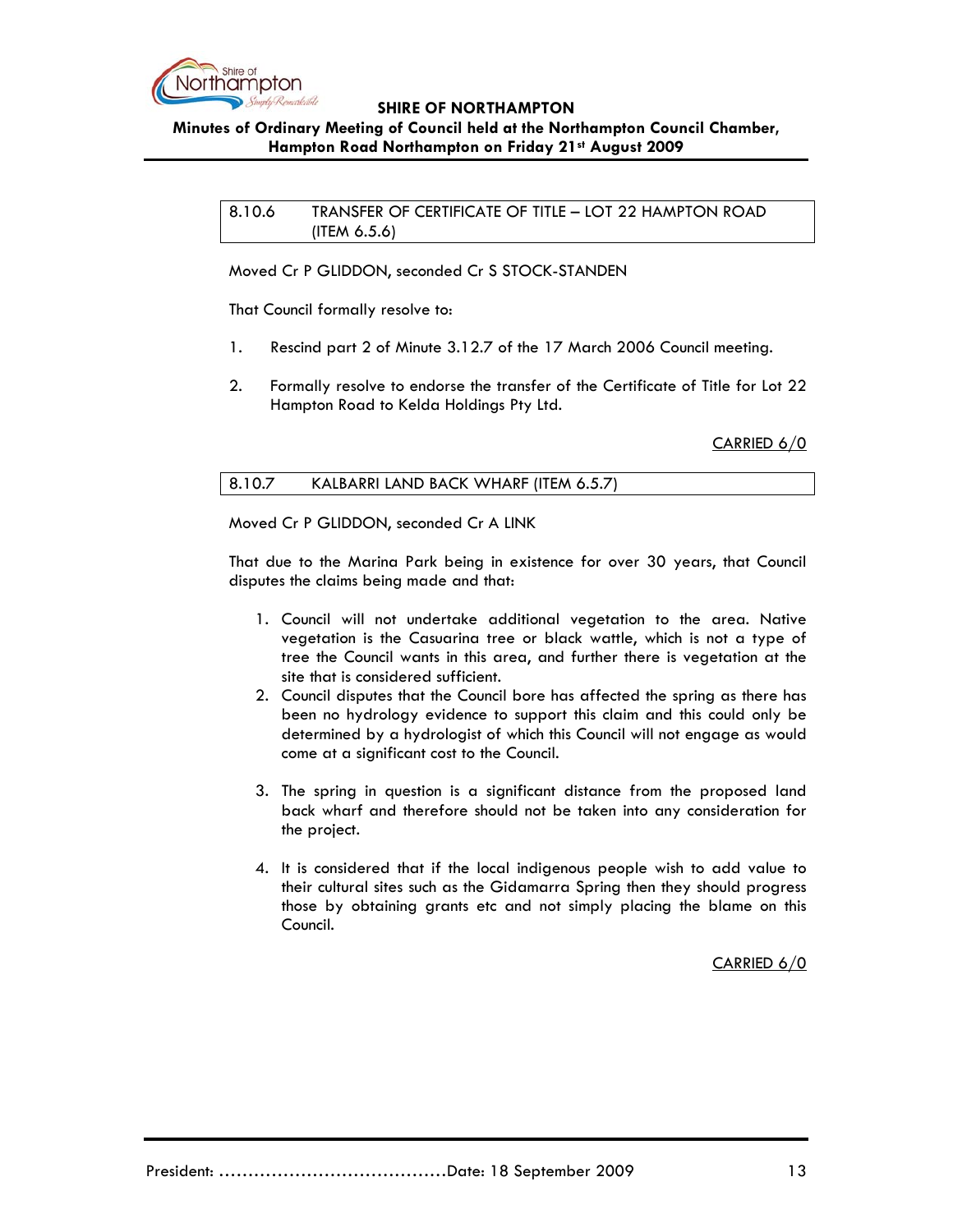## 8.10.6 TRANSFER OF CERTIFICATE OF TITLE – LOT 22 HAMPTON ROAD (ITEM 6.5.6)

Moved Cr P GLIDDON, seconded Cr S STOCK-STANDEN

That Council formally resolve to:

1. Rescind part 2 of Minute 3.12.7 of the 17 March 2006 Council meeting.

2. Formally resolve to endorse the transfer of the Certificate of Title for Lot 22 Hampton Road to Kelda Holdings Pty Ltd.

CARRIED 6/0

## 8.10.7 KALBARRI LAND BACK WHARF (ITEM 6.5.7)

Moved Cr P GLIDDON, seconded Cr A LINK

That due to the Marina Park being in existence for over 30 years, that Council disputes the claims being made and that:

1. Council will not undertake additional vegetation to the area. Native vegetation is the Casuarina tree or black wattle, which is not a type of tree the Council wants in this area, and further there is vegetation at the site that is considered sufficient.
2. Council disputes that the Council bore has affected the spring as there has been no hydrology evidence to support this claim and this could only be determined by a hydrologist of which this Council will not engage as would come at a significant cost to the Council.
3. The spring in question is a significant distance from the proposed land back wharf and therefore should not be taken into any consideration for the project.
4. It is considered that if the local indigenous people wish to add value to their cultural sites such as the Gidamarra Spring then they should progress those by obtaining grants etc and not simply placing the blame on this Council.

CARRIED 6/0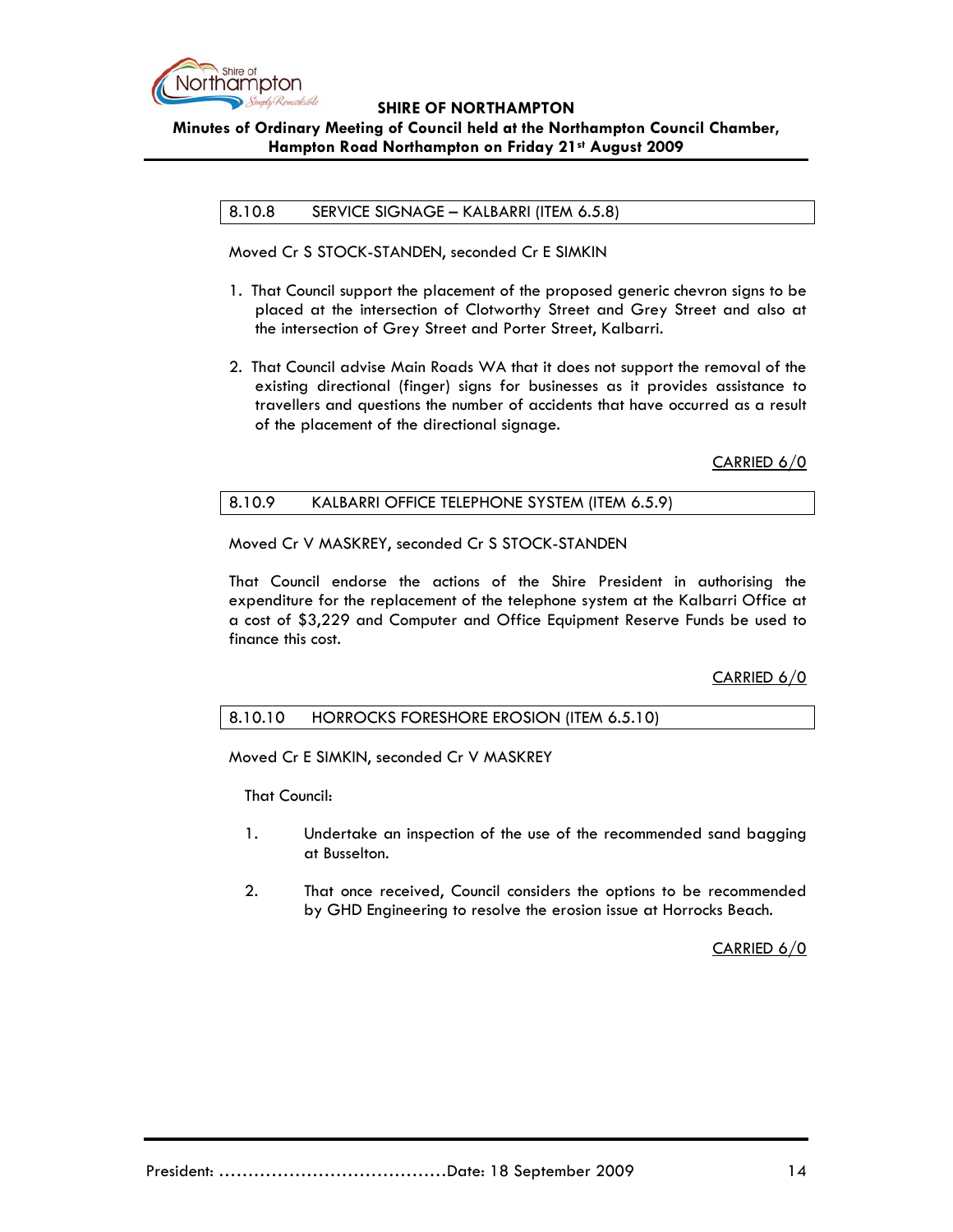### 8.10.8 SERVICE SIGNAGE – KALBARRI (ITEM 6.5.8)

Moved Cr S STOCK-STANDEN, seconded Cr E SIMKIN

1. That Council support the placement of the proposed generic chevron signs to be placed at the intersection of Clotworthy Street and Grey Street and also at the intersection of Grey Street and Porter Street, Kalbarri.

2. That Council advise Main Roads WA that it does not support the removal of the existing directional (finger) signs for businesses as it provides assistance to travellers and questions the number of accidents that have occurred as a result of the placement of the directional signage.

CARRIED 6/0

### 8.10.9 KALBARRI OFFICE TELEPHONE SYSTEM (ITEM 6.5.9)

Moved Cr V MASKREY, seconded Cr S STOCK-STANDEN

That Council endorse the actions of the Shire President in authorising the expenditure for the replacement of the telephone system at the Kalbarri Office at a cost of $3,229 and Computer and Office Equipment Reserve Funds be used to finance this cost.

CARRIED 6/0

### 8.10.10 HORROCKS FORESHORE EROSION (ITEM 6.5.10)

Moved Cr E SIMKIN, seconded Cr V MASKREY

That Council:

1. Undertake an inspection of the use of the recommended sand bagging at Busselton.

2. That once received, Council considers the options to be recommended by GHD Engineering to resolve the erosion issue at Horrocks Beach.

CARRIED 6/0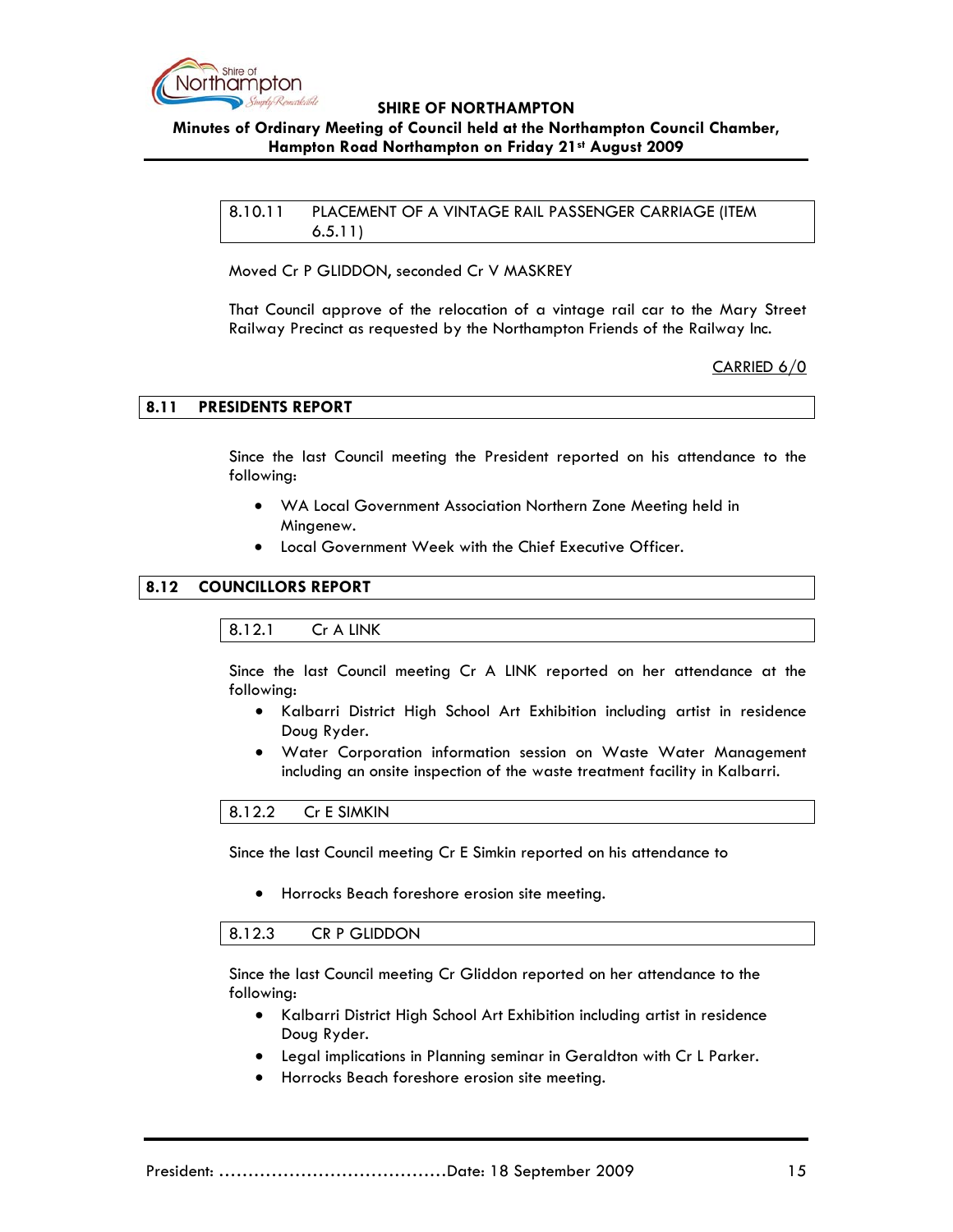### 8.10.11 PLACEMENT OF A VINTAGE RAIL PASSENGER CARRIAGE (ITEM 6.5.11)

Moved Cr P GLIDDON, seconded Cr V MASKREY

That Council approve of the relocation of a vintage rail car to the Mary Street Railway Precinct as requested by the Northampton Friends of the Railway Inc.

CARRIED 6/0

## 8.11 PRESIDENTS REPORT

Since the last Council meeting the President reported on his attendance to the following:

- WA Local Government Association Northern Zone Meeting held in Mingenew.
- Local Government Week with the Chief Executive Officer.

## 8.12 COUNCILLORS REPORT

### 8.12.1 Cr A LINK

Since the last Council meeting Cr A LINK reported on her attendance at the following:

- Kalbarri District High School Art Exhibition including artist in residence Doug Ryder.
- Water Corporation information session on Waste Water Management including an onsite inspection of the waste treatment facility in Kalbarri.

### 8.12.2 Cr E SIMKIN

Since the last Council meeting Cr E Simkin reported on his attendance to

- Horrocks Beach foreshore erosion site meeting.

### 8.12.3 CR P GLIDDON

Since the last Council meeting Cr Gliddon reported on her attendance to the following:

- Kalbarri District High School Art Exhibition including artist in residence Doug Ryder.
- Legal implications in Planning seminar in Geraldton with Cr L Parker.
- Horrocks Beach foreshore erosion site meeting.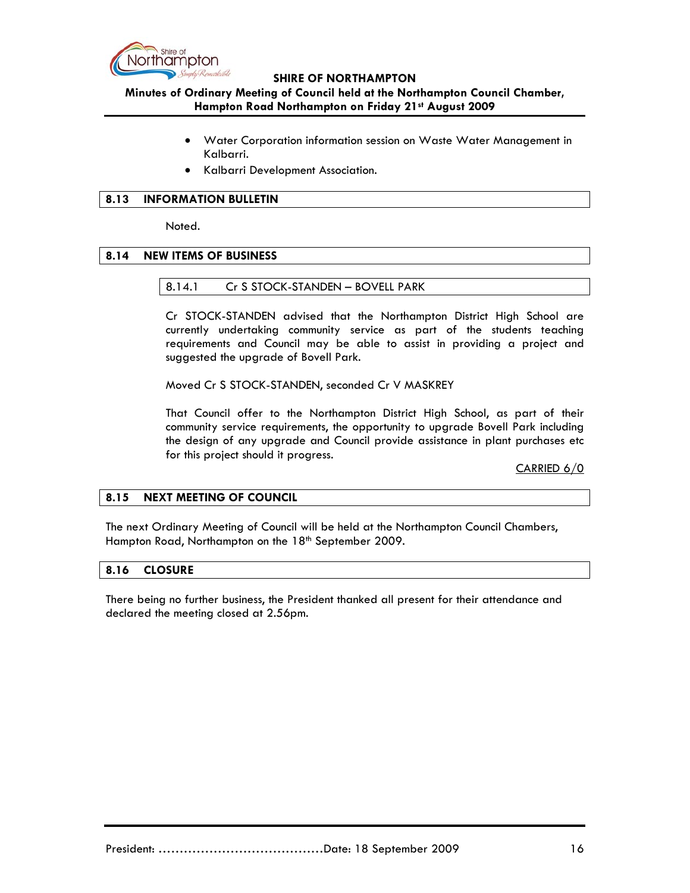- Water Corporation information session on Waste Water Management in Kalbarri.
- Kalbarri Development Association.

## 8.13 INFORMATION BULLETIN

Noted.

## 8.14 NEW ITEMS OF BUSINESS

### 8.14.1 Cr S STOCK-STANDEN – BOVELL PARK

Cr STOCK-STANDEN advised that the Northampton District High School are currently undertaking community service as part of the students teaching requirements and Council may be able to assist in providing a project and suggested the upgrade of Bovell Park.

Moved Cr S STOCK-STANDEN, seconded Cr V MASKREY

That Council offer to the Northampton District High School, as part of their community service requirements, the opportunity to upgrade Bovell Park including the design of any upgrade and Council provide assistance in plant purchases etc for this project should it progress.

CARRIED 6/0

## 8.15 NEXT MEETING OF COUNCIL

The next Ordinary Meeting of Council will be held at the Northampton Council Chambers, Hampton Road, Northampton on the 18th September 2009.

## 8.16 CLOSURE

There being no further business, the President thanked all present for their attendance and declared the meeting closed at 2.56pm.

President: ……………………………………Date: 18 September 2009